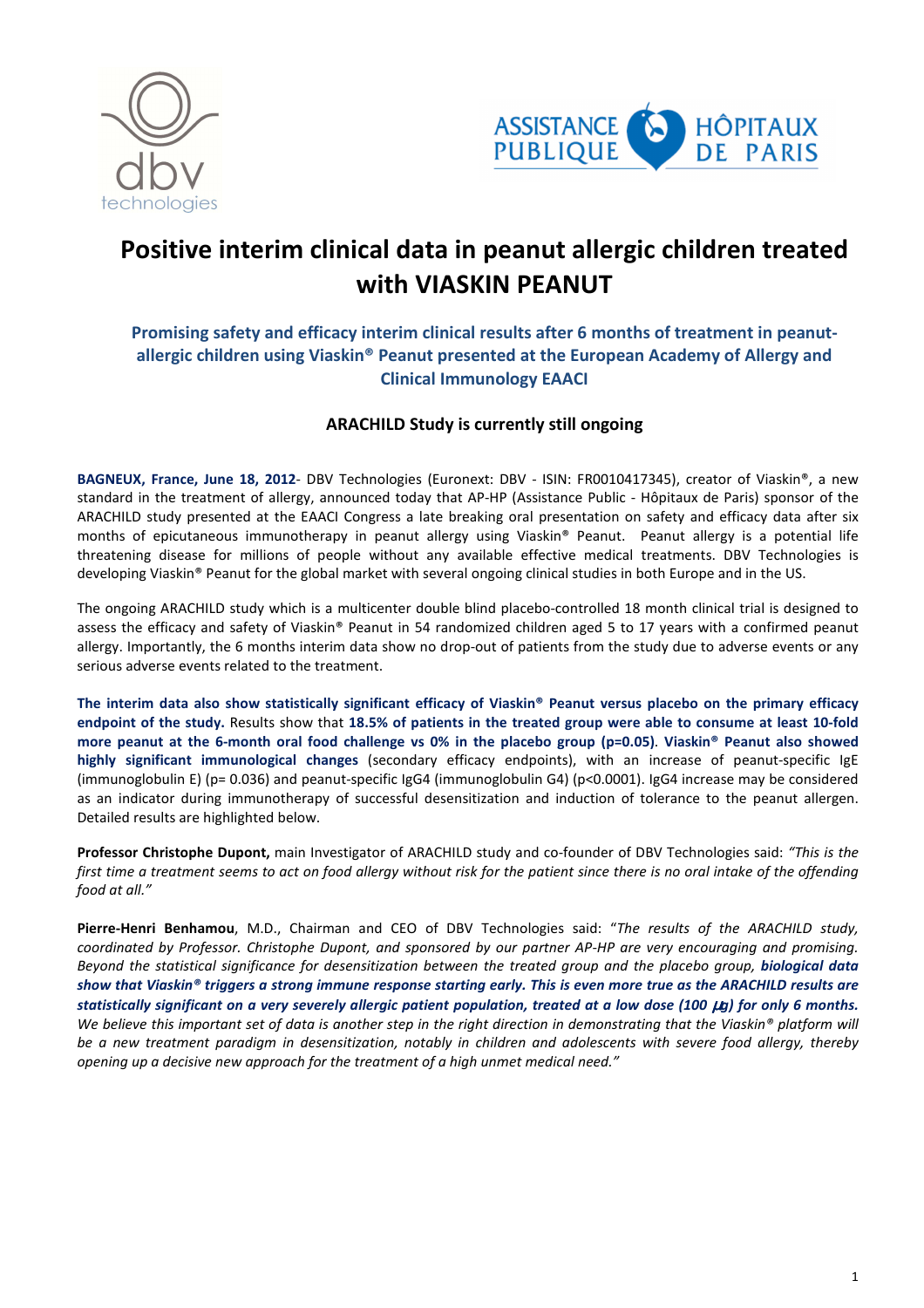# Positive interim clinical data in peanut allergic children treated with VIASKIN PEANUT

### Promising safety and efficacy interim clinical results after 6 months of treatment in peanut-allergic children using Viaskin® Peanut presented at the European Academy of Allergy and Clinical Immunology EAACI

### ARACHILD Study is currently still ongoing

**BAGNEUX, France, June 18, 2012**- DBV Technologies (Euronext: DBV - ISIN: FR0010417345), creator of Viaskin®, a new standard in the treatment of allergy, announced today that AP-HP (Assistance Public - Hôpitaux de Paris) sponsor of the ARACHILD study presented at the EAACI Congress a late breaking oral presentation on safety and efficacy data after six months of epicutaneous immunotherapy in peanut allergy using Viaskin® Peanut. Peanut allergy is a potential life threatening disease for millions of people without any available effective medical treatments. DBV Technologies is developing Viaskin® Peanut for the global market with several ongoing clinical studies in both Europe and in the US.

The ongoing ARACHILD study which is a multicenter double blind placebo-controlled 18 month clinical trial is designed to assess the efficacy and safety of Viaskin® Peanut in 54 randomized children aged 5 to 17 years with a confirmed peanut allergy. Importantly, the 6 months interim data show no drop-out of patients from the study due to adverse events or any serious adverse events related to the treatment.

**The interim data also show statistically significant efficacy of Viaskin® Peanut versus placebo on the primary efficacy endpoint of the study.** Results show that **18.5% of patients in the treated group were able to consume at least 10-fold more peanut at the 6-month oral food challenge vs 0% in the placebo group (p=0.05)**. **Viaskin® Peanut also showed highly significant immunological changes** (secondary efficacy endpoints), with an increase of peanut-specific IgE (immunoglobulin E) (p= 0.036) and peanut-specific IgG4 (immunoglobulin G4) (p<0.0001). IgG4 increase may be considered as an indicator during immunotherapy of successful desensitization and induction of tolerance to the peanut allergen. Detailed results are highlighted below.

**Professor Christophe Dupont,** main Investigator of ARACHILD study and co-founder of DBV Technologies said: *"This is the first time a treatment seems to act on food allergy without risk for the patient since there is no oral intake of the offending food at all."*

**Pierre-Henri Benhamou**, M.D., Chairman and CEO of DBV Technologies said: "*The results of the ARACHILD study, coordinated by Professor. Christophe Dupont, and sponsored by our partner AP-HP are very encouraging and promising. Beyond the statistical significance for desensitization between the treated group and the placebo group,* ***biological data show that Viaskin® triggers a strong immune response starting early. This is even more true as the ARACHILD results are statistically significant on a very severely allergic patient population, treated at a low dose (100 µg) for only 6 months.*** *We believe this important set of data is another step in the right direction in demonstrating that the Viaskin® platform will be a new treatment paradigm in desensitization, notably in children and adolescents with severe food allergy, thereby opening up a decisive new approach for the treatment of a high unmet medical need."*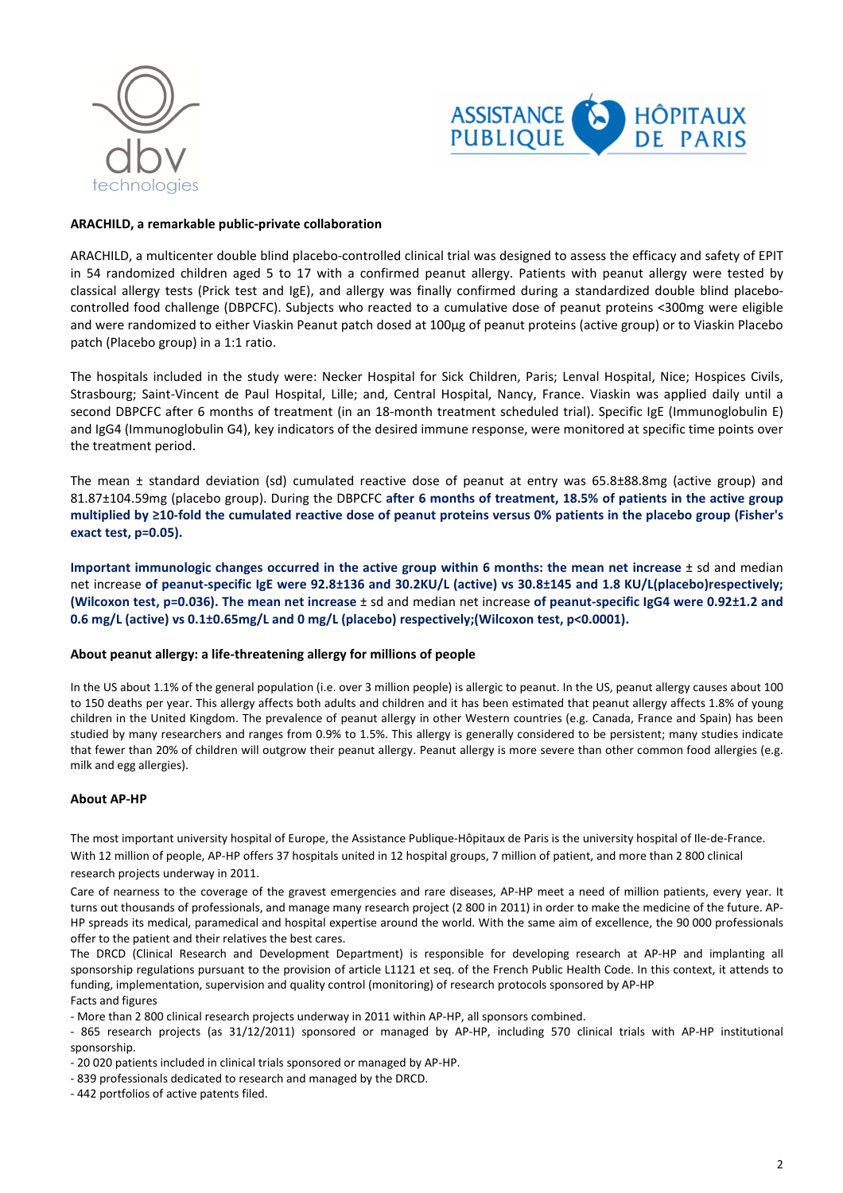**ARACHILD, a remarkable public-private collaboration**

ARACHILD, a multicenter double blind placebo-controlled clinical trial was designed to assess the efficacy and safety of EPIT in 54 randomized children aged 5 to 17 with a confirmed peanut allergy. Patients with peanut allergy were tested by classical allergy tests (Prick test and IgE), and allergy was finally confirmed during a standardized double blind placebo-controlled food challenge (DBPCFC). Subjects who reacted to a cumulative dose of peanut proteins <300mg were eligible and were randomized to either Viaskin Peanut patch dosed at 100µg of peanut proteins (active group) or to Viaskin Placebo patch (Placebo group) in a 1:1 ratio.

The hospitals included in the study were: Necker Hospital for Sick Children, Paris; Lenval Hospital, Nice; Hospices Civils, Strasbourg; Saint-Vincent de Paul Hospital, Lille; and, Central Hospital, Nancy, France. Viaskin was applied daily until a second DBPCFC after 6 months of treatment (in an 18-month treatment scheduled trial). Specific IgE (Immunoglobulin E) and IgG4 (Immunoglobulin G4), key indicators of the desired immune response, were monitored at specific time points over the treatment period.

The mean ± standard deviation (sd) cumulated reactive dose of peanut at entry was 65.8±88.8mg (active group) and 81.87±104.59mg (placebo group). During the DBPCFC **after 6 months of treatment, 18.5% of patients in the active group multiplied by ≥10-fold the cumulated reactive dose of peanut proteins versus 0% patients in the placebo group (Fisher's exact test, p=0.05).**

**Important immunologic changes occurred in the active group within 6 months: the mean net increase** ± sd and median net increase **of peanut-specific IgE were 92.8±136 and 30.2KU/L (active) vs 30.8±145 and 1.8 KU/L(placebo)respectively; (Wilcoxon test, p=0.036). The mean net increase** ± sd and median net increase **of peanut-specific IgG4 were 0.92±1.2 and 0.6 mg/L (active) vs 0.1±0.65mg/L and 0 mg/L (placebo) respectively;(Wilcoxon test, p<0.0001).**

**About peanut allergy: a life-threatening allergy for millions of people**

In the US about 1.1% of the general population (i.e. over 3 million people) is allergic to peanut. In the US, peanut allergy causes about 100 to 150 deaths per year. This allergy affects both adults and children and it has been estimated that peanut allergy affects 1.8% of young children in the United Kingdom. The prevalence of peanut allergy in other Western countries (e.g. Canada, France and Spain) has been studied by many researchers and ranges from 0.9% to 1.5%. This allergy is generally considered to be persistent; many studies indicate that fewer than 20% of children will outgrow their peanut allergy. Peanut allergy is more severe than other common food allergies (e.g. milk and egg allergies).

**About AP-HP**

The most important university hospital of Europe, the Assistance Publique-Hôpitaux de Paris is the university hospital of Ile-de-France. With 12 million of people, AP-HP offers 37 hospitals united in 12 hospital groups, 7 million of patient, and more than 2 800 clinical research projects underway in 2011.

Care of nearness to the coverage of the gravest emergencies and rare diseases, AP-HP meet a need of million patients, every year. It turns out thousands of professionals, and manage many research project (2 800 in 2011) in order to make the medicine of the future. AP-HP spreads its medical, paramedical and hospital expertise around the world. With the same aim of excellence, the 90 000 professionals offer to the patient and their relatives the best cares.

The DRCD (Clinical Research and Development Department) is responsible for developing research at AP-HP and implanting all sponsorship regulations pursuant to the provision of article L1121 et seq. of the French Public Health Code. In this context, it attends to funding, implementation, supervision and quality control (monitoring) of research protocols sponsored by AP-HP

Facts and figures

- More than 2 800 clinical research projects underway in 2011 within AP-HP, all sponsors combined.
- 865 research projects (as 31/12/2011) sponsored or managed by AP-HP, including 570 clinical trials with AP-HP institutional sponsorship.
- 20 020 patients included in clinical trials sponsored or managed by AP-HP.
- 839 professionals dedicated to research and managed by the DRCD.
- 442 portfolios of active patents filed.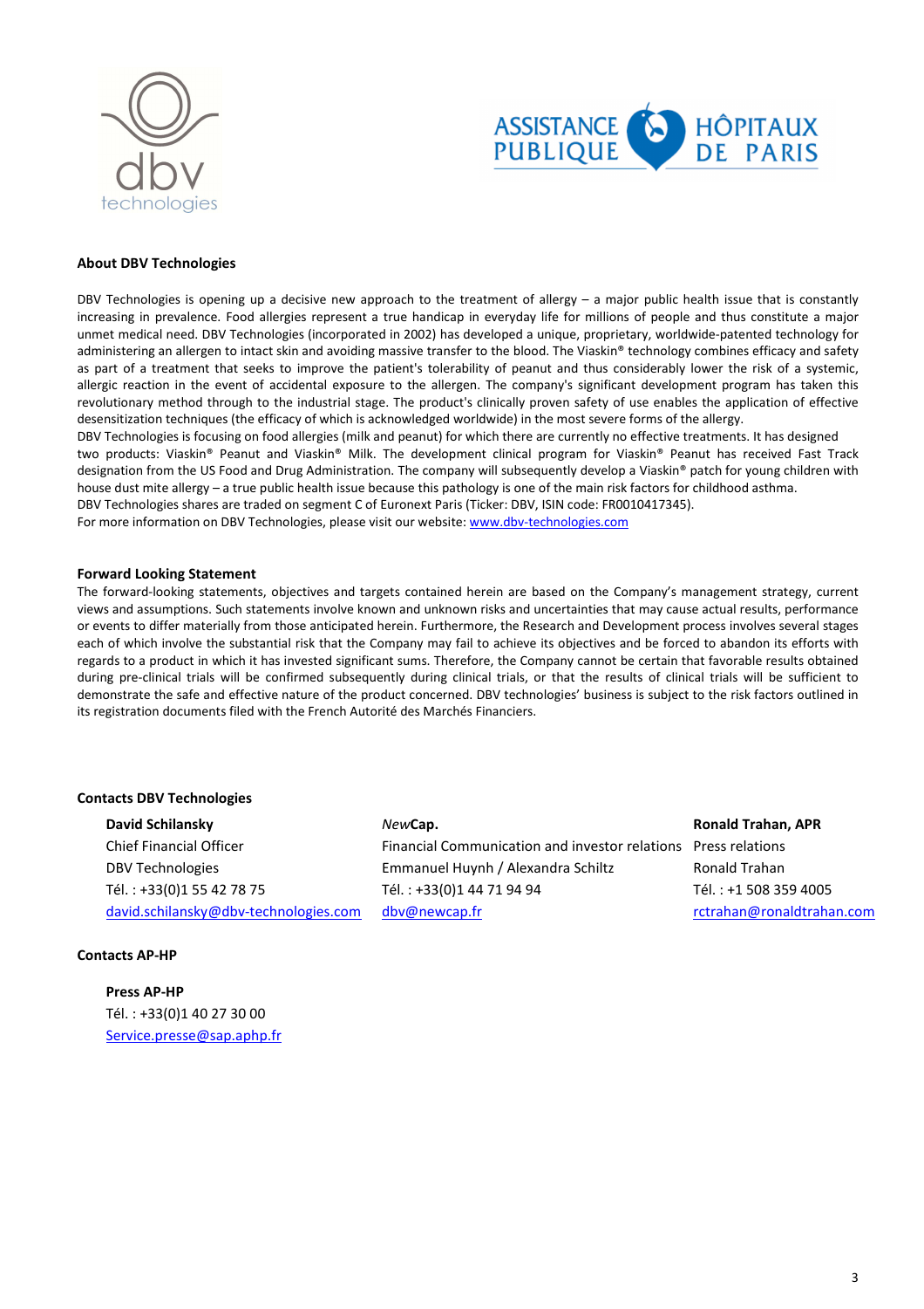**About DBV Technologies**

DBV Technologies is opening up a decisive new approach to the treatment of allergy – a major public health issue that is constantly increasing in prevalence. Food allergies represent a true handicap in everyday life for millions of people and thus constitute a major unmet medical need. DBV Technologies (incorporated in 2002) has developed a unique, proprietary, worldwide-patented technology for administering an allergen to intact skin and avoiding massive transfer to the blood. The Viaskin® technology combines efficacy and safety as part of a treatment that seeks to improve the patient's tolerability of peanut and thus considerably lower the risk of a systemic, allergic reaction in the event of accidental exposure to the allergen. The company's significant development program has taken this revolutionary method through to the industrial stage. The product's clinically proven safety of use enables the application of effective desensitization techniques (the efficacy of which is acknowledged worldwide) in the most severe forms of the allergy.

DBV Technologies is focusing on food allergies (milk and peanut) for which there are currently no effective treatments. It has designed two products: Viaskin® Peanut and Viaskin® Milk. The development clinical program for Viaskin® Peanut has received Fast Track designation from the US Food and Drug Administration. The company will subsequently develop a Viaskin® patch for young children with house dust mite allergy – a true public health issue because this pathology is one of the main risk factors for childhood asthma.

DBV Technologies shares are traded on segment C of Euronext Paris (Ticker: DBV, ISIN code: FR0010417345).

For more information on DBV Technologies, please visit our website: www.dbv-technologies.com

**Forward Looking Statement**

The forward-looking statements, objectives and targets contained herein are based on the Company's management strategy, current views and assumptions. Such statements involve known and unknown risks and uncertainties that may cause actual results, performance or events to differ materially from those anticipated herein. Furthermore, the Research and Development process involves several stages each of which involve the substantial risk that the Company may fail to achieve its objectives and be forced to abandon its efforts with regards to a product in which it has invested significant sums. Therefore, the Company cannot be certain that favorable results obtained during pre-clinical trials will be confirmed subsequently during clinical trials, or that the results of clinical trials will be sufficient to demonstrate the safe and effective nature of the product concerned. DBV technologies' business is subject to the risk factors outlined in its registration documents filed with the French Autorité des Marchés Financiers.

**Contacts DBV Technologies**

**David Schilansky**
Chief Financial Officer
DBV Technologies
Tél. : +33(0)1 55 42 78 75
david.schilansky@dbv-technologies.com

*New***Cap.**
Financial Communication and investor relations
Emmanuel Huynh / Alexandra Schiltz
Tél. : +33(0)1 44 71 94 94
dbv@newcap.fr

**Ronald Trahan, APR**
Press relations
Ronald Trahan
Tél. : +1 508 359 4005
rctrahan@ronaldtrahan.com

**Contacts AP-HP**

**Press AP-HP**
Tél. : +33(0)1 40 27 30 00
Service.presse@sap.aphp.fr